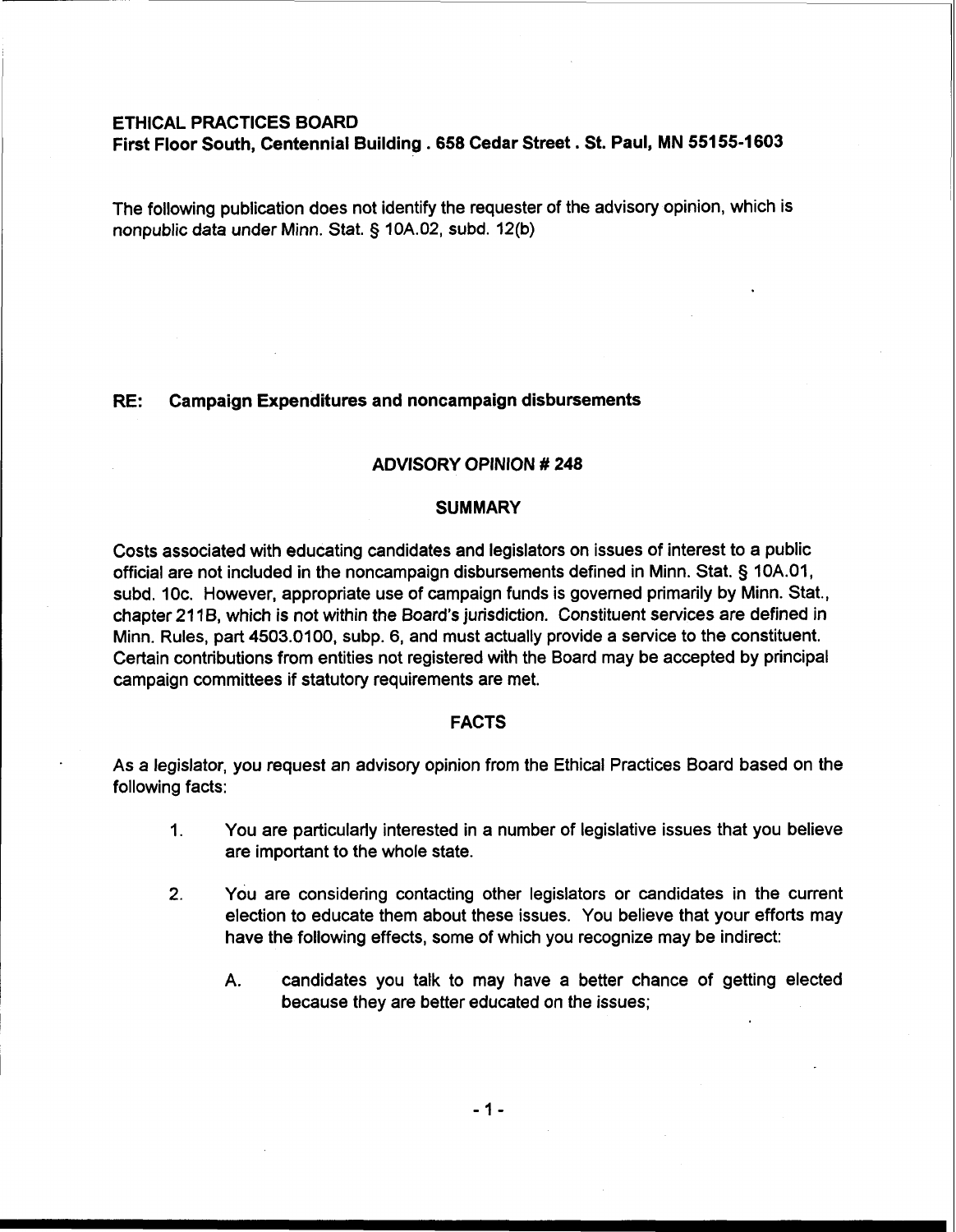**ETHICAL PRACTICES BOARD**
**First Floor South, Centennial Building . 658 Cedar Street . St. Paul, MN 55155-1603**

The following publication does not identify the requester of the advisory opinion, which is nonpublic data under Minn. Stat. § 10A.02, subd. 12(b)

**RE: Campaign Expenditures and noncampaign disbursements**

## ADVISORY OPINION # 248

## SUMMARY

Costs associated with educating candidates and legislators on issues of interest to a public official are not included in the noncampaign disbursements defined in Minn. Stat. § 10A.01, subd. 10c. However, appropriate use of campaign funds is governed primarily by Minn. Stat., chapter 211B, which is not within the Board's jurisdiction. Constituent services are defined in Minn. Rules, part 4503.0100, subp. 6, and must actually provide a service to the constituent. Certain contributions from entities not registered with the Board may be accepted by principal campaign committees if statutory requirements are met.

## FACTS

As a legislator, you request an advisory opinion from the Ethical Practices Board based on the following facts:

1. You are particularly interested in a number of legislative issues that you believe are important to the whole state.

2. You are considering contacting other legislators or candidates in the current election to educate them about these issues. You believe that your efforts may have the following effects, some of which you recognize may be indirect:

   A. candidates you talk to may have a better chance of getting elected because they are better educated on the issues;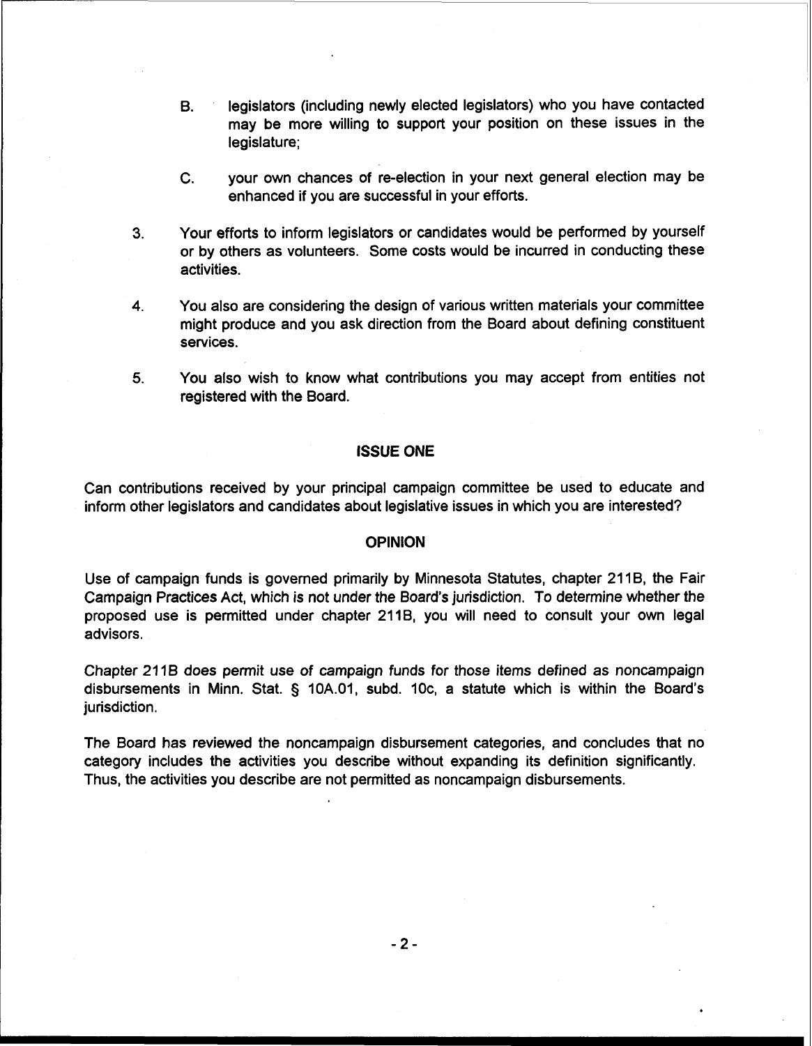B. legislators (including newly elected legislators) who you have contacted may be more willing to support your position on these issues in the legislature;

C. your own chances of re-election in your next general election may be enhanced if you are successful in your efforts.

3. Your efforts to inform legislators or candidates would be performed by yourself or by others as volunteers. Some costs would be incurred in conducting these activities.

4. You also are considering the design of various written materials your committee might produce and you ask direction from the Board about defining constituent services.

5. You also wish to know what contributions you may accept from entities not registered with the Board.

## ISSUE ONE

Can contributions received by your principal campaign committee be used to educate and inform other legislators and candidates about legislative issues in which you are interested?

## OPINION

Use of campaign funds is governed primarily by Minnesota Statutes, chapter 211B, the Fair Campaign Practices Act, which is not under the Board's jurisdiction. To determine whether the proposed use is permitted under chapter 211B, you will need to consult your own legal advisors.

Chapter 211B does permit use of campaign funds for those items defined as noncampaign disbursements in Minn. Stat. § 10A.01, subd. 10c, a statute which is within the Board's jurisdiction.

The Board has reviewed the noncampaign disbursement categories, and concludes that no category includes the activities you describe without expanding its definition significantly. Thus, the activities you describe are not permitted as noncampaign disbursements.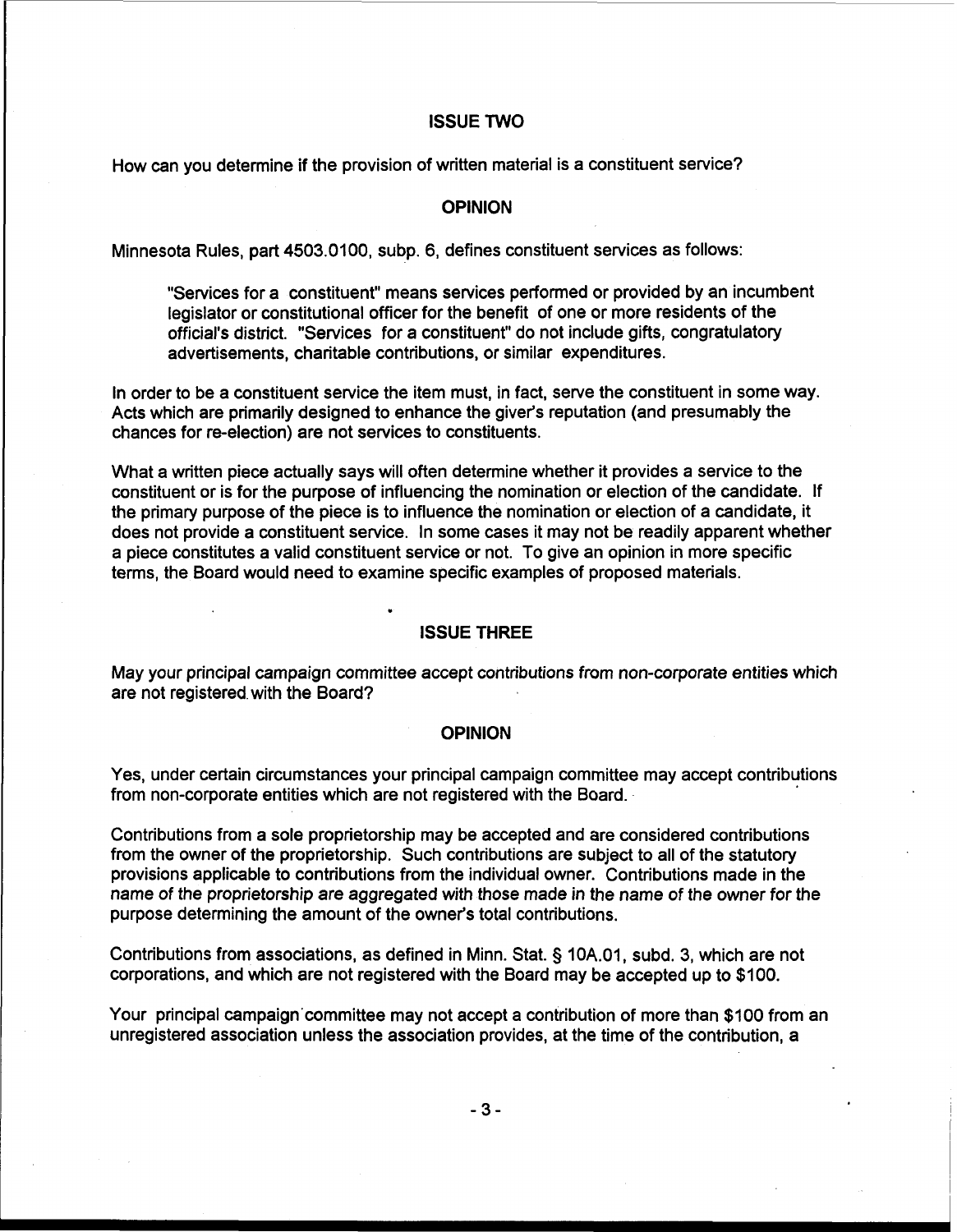## ISSUE TWO

How can you determine if the provision of written material is a constituent service?

## OPINION

Minnesota Rules, part 4503.0100, subp. 6, defines constituent services as follows:

> "Services for a constituent" means services performed or provided by an incumbent legislator or constitutional officer for the benefit of one or more residents of the official's district. "Services for a constituent" do not include gifts, congratulatory advertisements, charitable contributions, or similar expenditures.

In order to be a constituent service the item must, in fact, serve the constituent in some way. Acts which are primarily designed to enhance the giver's reputation (and presumably the chances for re-election) are not services to constituents.

What a written piece actually says will often determine whether it provides a service to the constituent or is for the purpose of influencing the nomination or election of the candidate. If the primary purpose of the piece is to influence the nomination or election of a candidate, it does not provide a constituent service. In some cases it may not be readily apparent whether a piece constitutes a valid constituent service or not. To give an opinion in more specific terms, the Board would need to examine specific examples of proposed materials.

## ISSUE THREE

May your principal campaign committee accept contributions from non-corporate entities which are not registered with the Board?

## OPINION

Yes, under certain circumstances your principal campaign committee may accept contributions from non-corporate entities which are not registered with the Board.

Contributions from a sole proprietorship may be accepted and are considered contributions from the owner of the proprietorship. Such contributions are subject to all of the statutory provisions applicable to contributions from the individual owner. Contributions made in the name of the proprietorship are aggregated with those made in the name of the owner for the purpose determining the amount of the owner's total contributions.

Contributions from associations, as defined in Minn. Stat. § 10A.01, subd. 3, which are not corporations, and which are not registered with the Board may be accepted up to $100.

Your principal campaign committee may not accept a contribution of more than $100 from an unregistered association unless the association provides, at the time of the contribution, a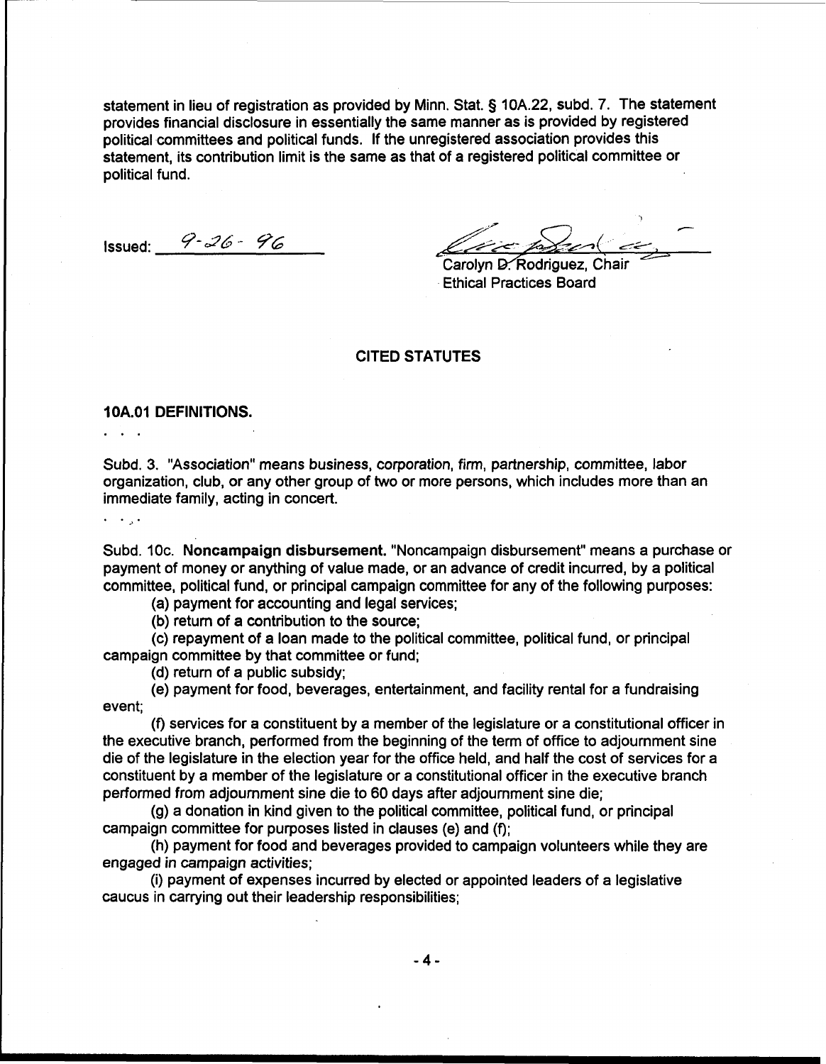statement in lieu of registration as provided by Minn. Stat. § 10A.22, subd. 7. The statement provides financial disclosure in essentially the same manner as is provided by registered political committees and political funds. If the unregistered association provides this statement, its contribution limit is the same as that of a registered political committee or political fund.

Issued: 9-26-96

Carolyn D. Rodriguez, Chair
Ethical Practices Board

## CITED STATUTES

### 10A.01 DEFINITIONS.

. . .

Subd. 3. "Association" means business, corporation, firm, partnership, committee, labor organization, club, or any other group of two or more persons, which includes more than an immediate family, acting in concert.

. . .

Subd. 10c. **Noncampaign disbursement.** "Noncampaign disbursement" means a purchase or payment of money or anything of value made, or an advance of credit incurred, by a political committee, political fund, or principal campaign committee for any of the following purposes:

(a) payment for accounting and legal services;

(b) return of a contribution to the source;

(c) repayment of a loan made to the political committee, political fund, or principal campaign committee by that committee or fund;

(d) return of a public subsidy;

(e) payment for food, beverages, entertainment, and facility rental for a fundraising event;

(f) services for a constituent by a member of the legislature or a constitutional officer in the executive branch, performed from the beginning of the term of office to adjournment sine die of the legislature in the election year for the office held, and half the cost of services for a constituent by a member of the legislature or a constitutional officer in the executive branch performed from adjournment sine die to 60 days after adjournment sine die;

(g) a donation in kind given to the political committee, political fund, or principal campaign committee for purposes listed in clauses (e) and (f);

(h) payment for food and beverages provided to campaign volunteers while they are engaged in campaign activities;

(i) payment of expenses incurred by elected or appointed leaders of a legislative caucus in carrying out their leadership responsibilities;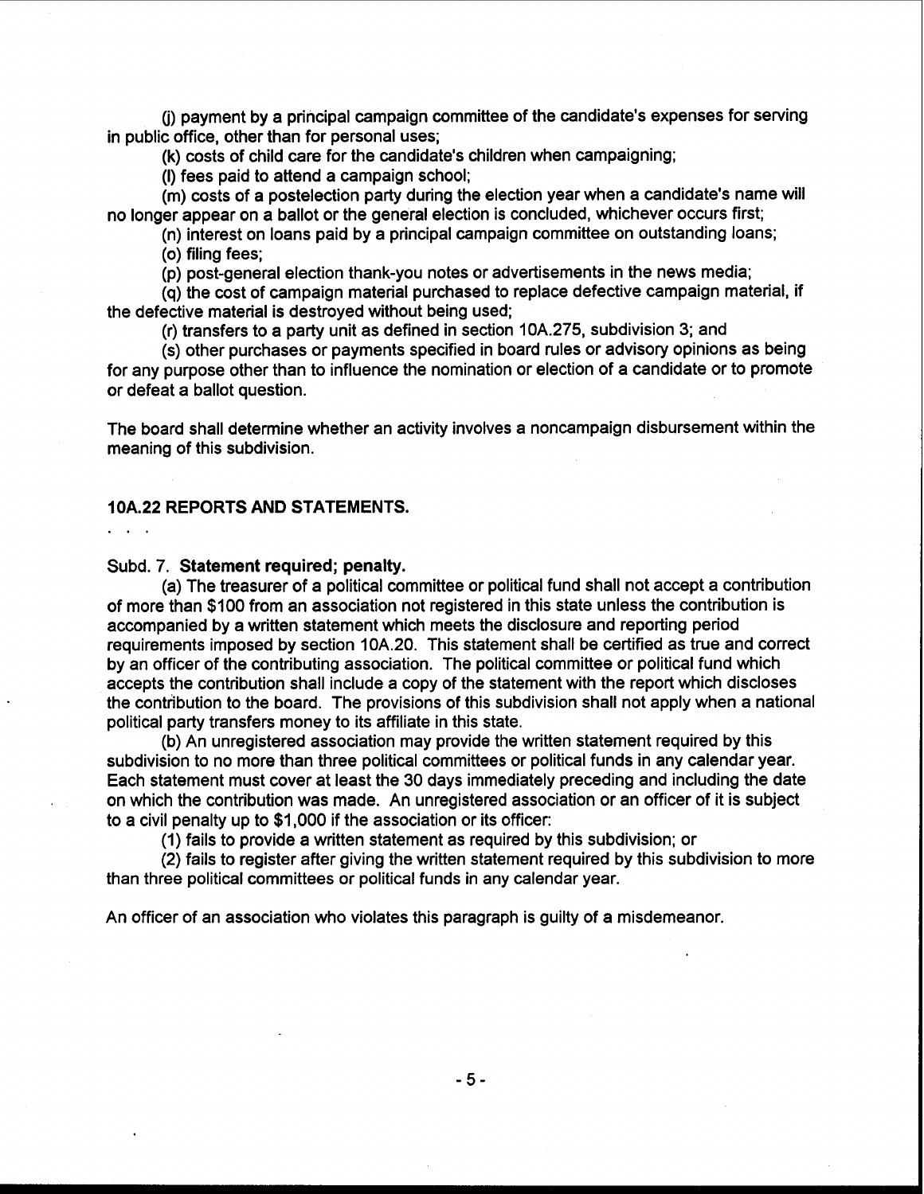(j) payment by a principal campaign committee of the candidate's expenses for serving in public office, other than for personal uses;

(k) costs of child care for the candidate's children when campaigning;

(l) fees paid to attend a campaign school;

(m) costs of a postelection party during the election year when a candidate's name will no longer appear on a ballot or the general election is concluded, whichever occurs first;

(n) interest on loans paid by a principal campaign committee on outstanding loans;

(o) filing fees;

(p) post-general election thank-you notes or advertisements in the news media;

(q) the cost of campaign material purchased to replace defective campaign material, if the defective material is destroyed without being used;

(r) transfers to a party unit as defined in section 10A.275, subdivision 3; and

(s) other purchases or payments specified in board rules or advisory opinions as being for any purpose other than to influence the nomination or election of a candidate or to promote or defeat a ballot question.

The board shall determine whether an activity involves a noncampaign disbursement within the meaning of this subdivision.

**10A.22 REPORTS AND STATEMENTS.**

. . .

Subd. 7. **Statement required; penalty.**

(a) The treasurer of a political committee or political fund shall not accept a contribution of more than $100 from an association not registered in this state unless the contribution is accompanied by a written statement which meets the disclosure and reporting period requirements imposed by section 10A.20. This statement shall be certified as true and correct by an officer of the contributing association. The political committee or political fund which accepts the contribution shall include a copy of the statement with the report which discloses the contribution to the board. The provisions of this subdivision shall not apply when a national political party transfers money to its affiliate in this state.

(b) An unregistered association may provide the written statement required by this subdivision to no more than three political committees or political funds in any calendar year. Each statement must cover at least the 30 days immediately preceding and including the date on which the contribution was made. An unregistered association or an officer of it is subject to a civil penalty up to $1,000 if the association or its officer:

(1) fails to provide a written statement as required by this subdivision; or

(2) fails to register after giving the written statement required by this subdivision to more than three political committees or political funds in any calendar year.

An officer of an association who violates this paragraph is guilty of a misdemeanor.